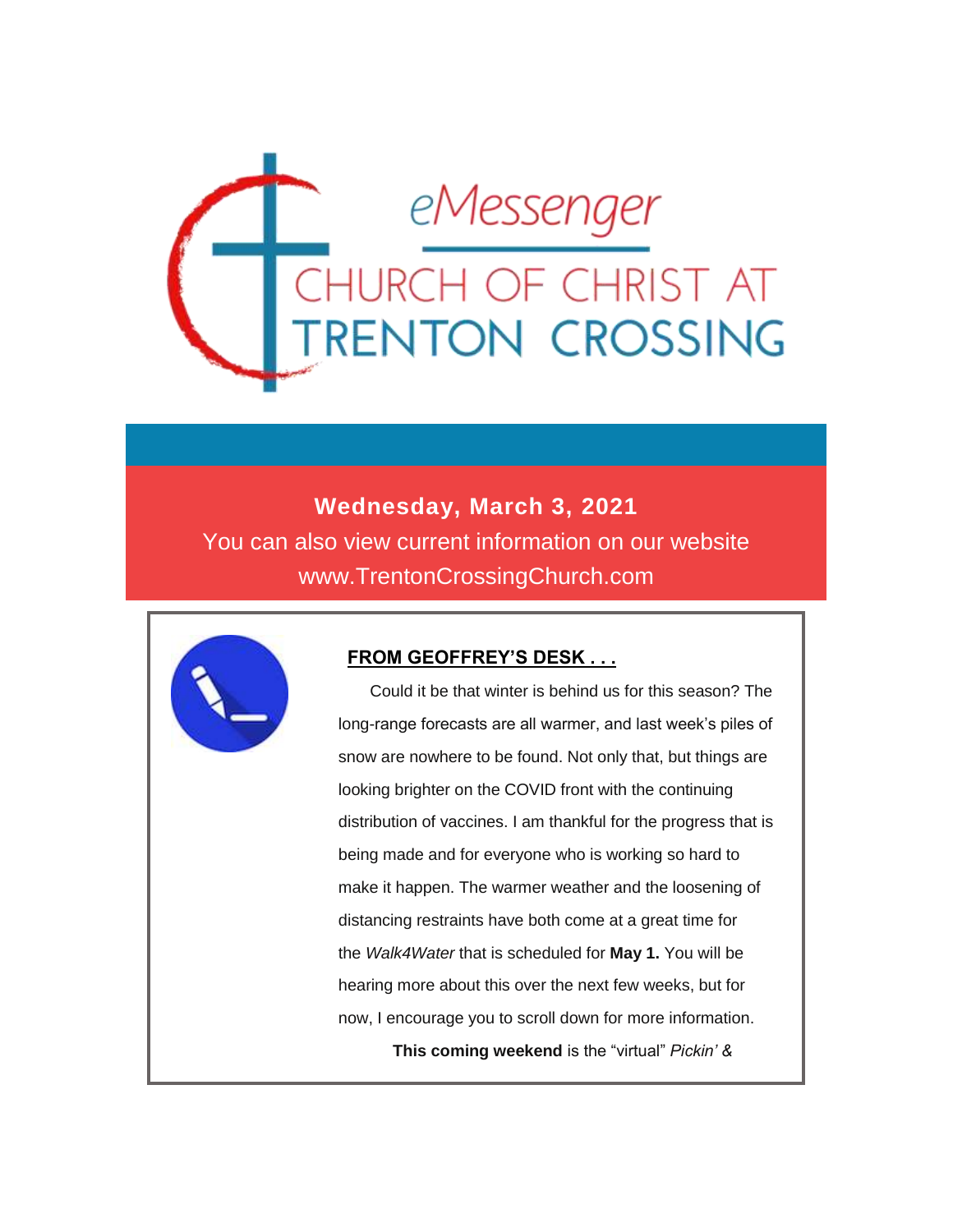# eMessenger

## CHURCH OF CHRIST AT TRENTON CROSSING

**Wednesday, March 3, 2021**

You can also view current information on our website www.TrentonCrossingChurch.com

### FROM GEOFFREY'S DESK . . .

Could it be that winter is behind us for this season? The long-range forecasts are all warmer, and last week's piles of snow are nowhere to be found. Not only that, but things are looking brighter on the COVID front with the continuing distribution of vaccines. I am thankful for the progress that is being made and for everyone who is working so hard to make it happen. The warmer weather and the loosening of distancing restraints have both come at a great time for the *Walk4Water* that is scheduled for **May 1.** You will be hearing more about this over the next few weeks, but for now, I encourage you to scroll down for more information.

**This coming weekend** is the "virtual" *Pickin' &*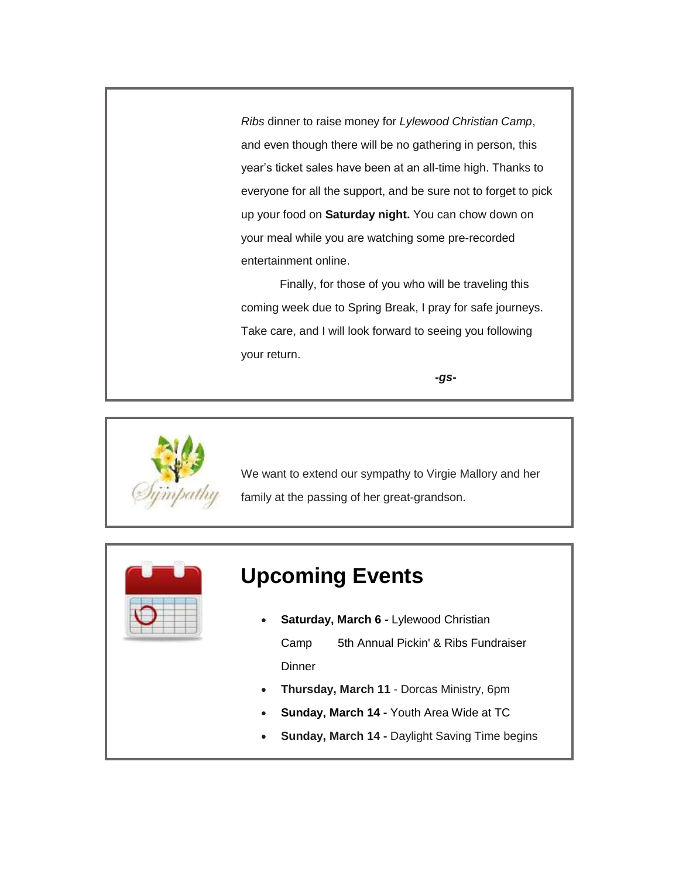*Ribs* dinner to raise money for *Lylewood Christian Camp*, and even though there will be no gathering in person, this year's ticket sales have been at an all-time high. Thanks to everyone for all the support, and be sure not to forget to pick up your food on **Saturday night.** You can chow down on your meal while you are watching some pre-recorded entertainment online.

Finally, for those of you who will be traveling this coming week due to Spring Break, I pray for safe journeys. Take care, and I will look forward to seeing you following your return.

***-gs-***

We want to extend our sympathy to Virgie Mallory and her family at the passing of her great-grandson.

## Upcoming Events

- **Saturday, March 6 -** Lylewood Christian Camp 5th Annual Pickin' & Ribs Fundraiser Dinner
- **Thursday, March 11** - Dorcas Ministry, 6pm
- **Sunday, March 14 -** Youth Area Wide at TC
- **Sunday, March 14 -** Daylight Saving Time begins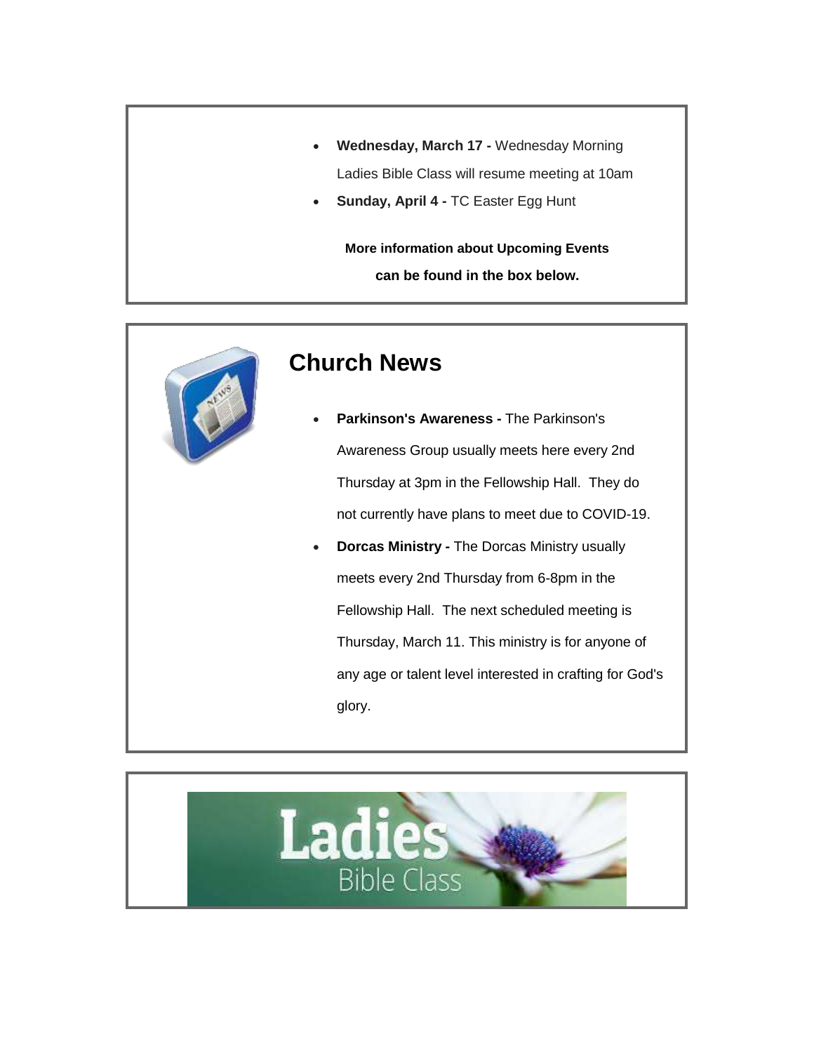- **Wednesday, March 17 -** Wednesday Morning Ladies Bible Class will resume meeting at 10am
- **Sunday, April 4 -** TC Easter Egg Hunt

**More information about Upcoming Events can be found in the box below.**

## Church News

- **Parkinson's Awareness -** The Parkinson's Awareness Group usually meets here every 2nd Thursday at 3pm in the Fellowship Hall. They do not currently have plans to meet due to COVID-19.
- **Dorcas Ministry -** The Dorcas Ministry usually meets every 2nd Thursday from 6-8pm in the Fellowship Hall. The next scheduled meeting is Thursday, March 11. This ministry is for anyone of any age or talent level interested in crafting for God's glory.

Ladies Bible Class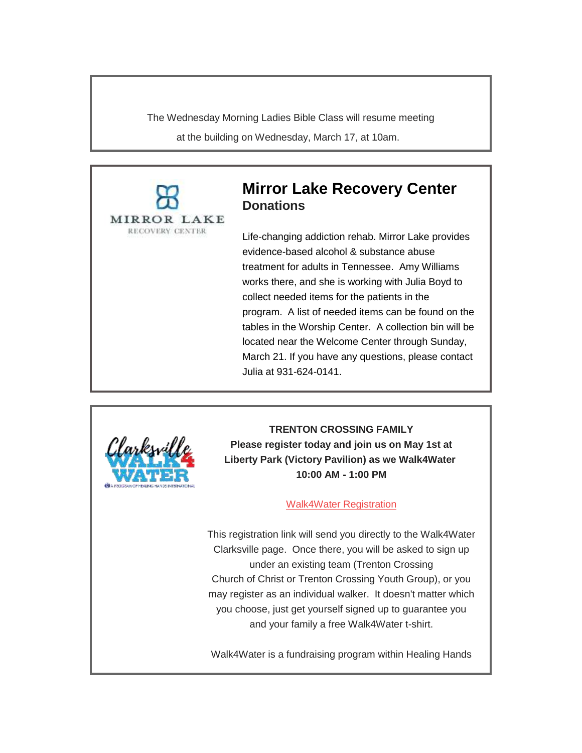The Wednesday Morning Ladies Bible Class will resume meeting at the building on Wednesday, March 17, at 10am.

## Mirror Lake Recovery Center

### Donations

Life-changing addiction rehab. Mirror Lake provides evidence-based alcohol & substance abuse treatment for adults in Tennessee. Amy Williams works there, and she is working with Julia Boyd to collect needed items for the patients in the program. A list of needed items can be found on the tables in the Worship Center. A collection bin will be located near the Welcome Center through Sunday, March 21. If you have any questions, please contact Julia at 931-624-0141.

**TRENTON CROSSING FAMILY**
**Please register today and join us on May 1st at Liberty Park (Victory Pavilion) as we Walk4Water**
**10:00 AM - 1:00 PM**

Walk4Water Registration

This registration link will send you directly to the Walk4Water Clarksville page. Once there, you will be asked to sign up under an existing team (Trenton Crossing Church of Christ or Trenton Crossing Youth Group), or you may register as an individual walker. It doesn't matter which you choose, just get yourself signed up to guarantee you and your family a free Walk4Water t-shirt.

Walk4Water is a fundraising program within Healing Hands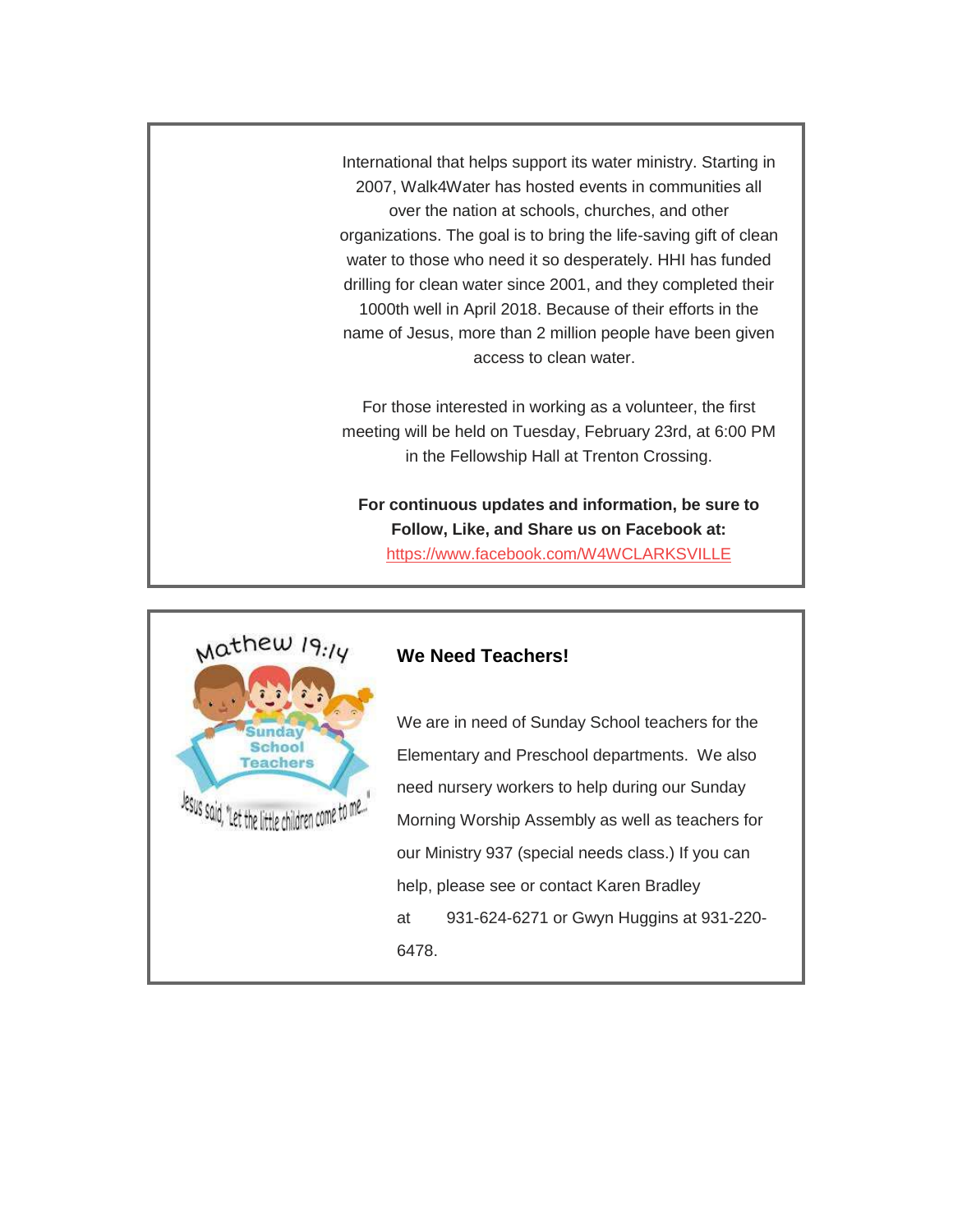International that helps support its water ministry. Starting in 2007, Walk4Water has hosted events in communities all over the nation at schools, churches, and other organizations. The goal is to bring the life-saving gift of clean water to those who need it so desperately. HHI has funded drilling for clean water since 2001, and they completed their 1000th well in April 2018. Because of their efforts in the name of Jesus, more than 2 million people have been given access to clean water.

For those interested in working as a volunteer, the first meeting will be held on Tuesday, February 23rd, at 6:00 PM in the Fellowship Hall at Trenton Crossing.

**For continuous updates and information, be sure to Follow, Like, and Share us on Facebook at:**
[https://www.facebook.com/W4WCLARKSVILLE](https://www.facebook.com/W4WCLARKSVILLE)

### We Need Teachers!

We are in need of Sunday School teachers for the Elementary and Preschool departments. We also need nursery workers to help during our Sunday Morning Worship Assembly as well as teachers for our Ministry 937 (special needs class.) If you can help, please see or contact Karen Bradley at 931-624-6271 or Gwyn Huggins at 931-220-6478.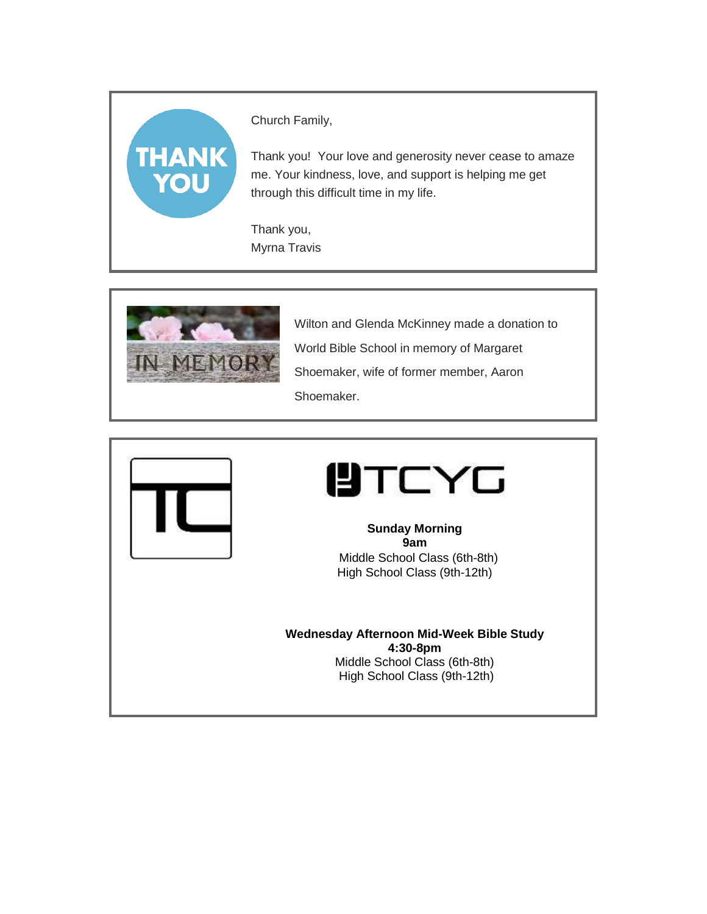Church Family,

Thank you!  Your love and generosity never cease to amaze me. Your kindness, love, and support is helping me get through this difficult time in my life.

Thank you,
Myrna Travis

---

Wilton and Glenda McKinney made a donation to World Bible School in memory of Margaret Shoemaker, wife of former member, Aaron Shoemaker.

---

**Sunday Morning**
**9am**
Middle School Class (6th-8th)
High School Class (9th-12th)

**Wednesday Afternoon Mid-Week Bible Study**
**4:30-8pm**
Middle School Class (6th-8th)
High School Class (9th-12th)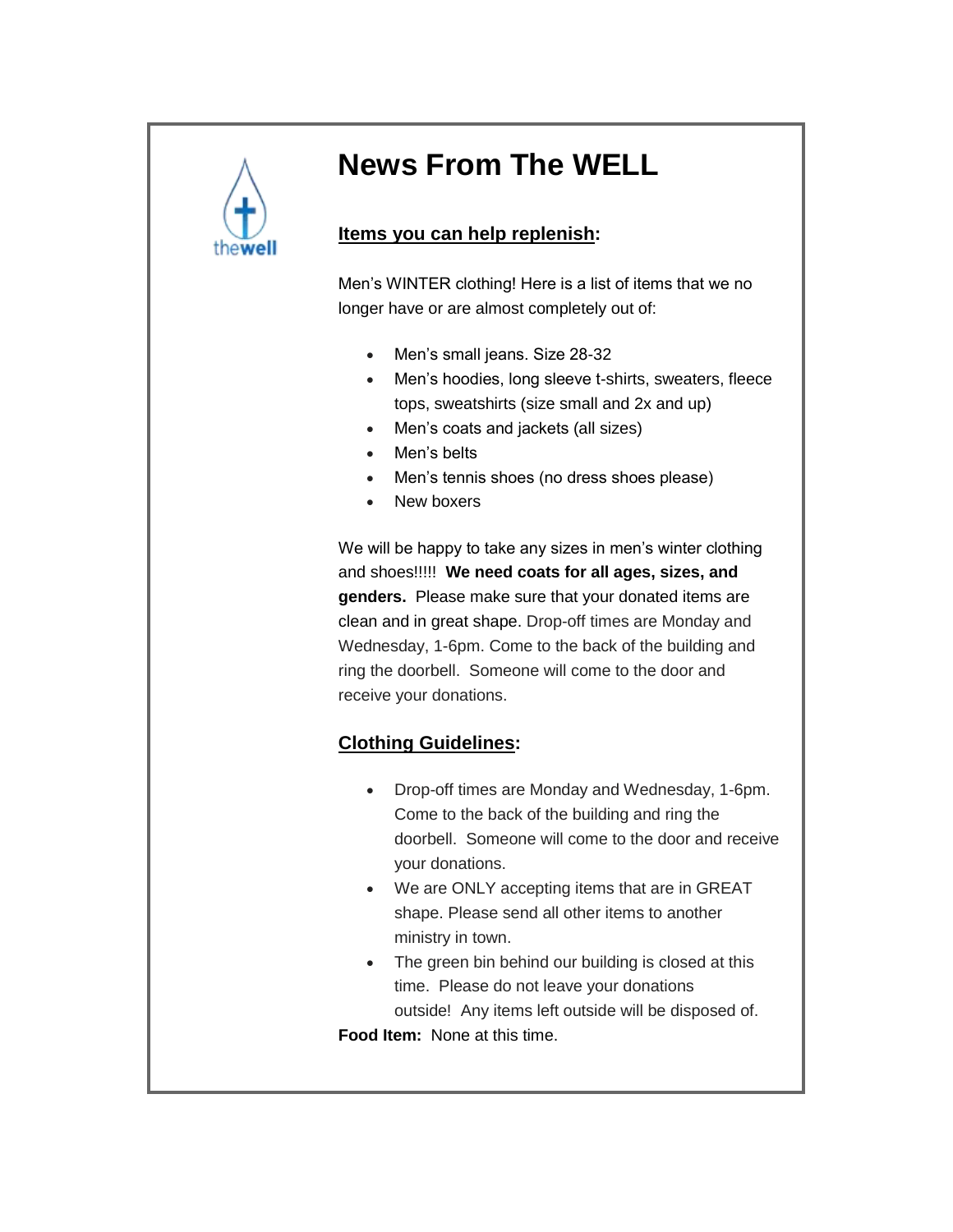# News From The WELL

**Items you can help replenish:**

Men's WINTER clothing! Here is a list of items that we no longer have or are almost completely out of:

- Men's small jeans. Size 28-32
- Men's hoodies, long sleeve t-shirts, sweaters, fleece tops, sweatshirts (size small and 2x and up)
- Men's coats and jackets (all sizes)
- Men's belts
- Men's tennis shoes (no dress shoes please)
- New boxers

We will be happy to take any sizes in men's winter clothing and shoes!!!!! **We need coats for all ages, sizes, and genders.** Please make sure that your donated items are clean and in great shape. Drop-off times are Monday and Wednesday, 1-6pm. Come to the back of the building and ring the doorbell. Someone will come to the door and receive your donations.

**Clothing Guidelines:**

- Drop-off times are Monday and Wednesday, 1-6pm. Come to the back of the building and ring the doorbell. Someone will come to the door and receive your donations.
- We are ONLY accepting items that are in GREAT shape. Please send all other items to another ministry in town.
- The green bin behind our building is closed at this time. Please do not leave your donations outside! Any items left outside will be disposed of.

**Food Item:** None at this time.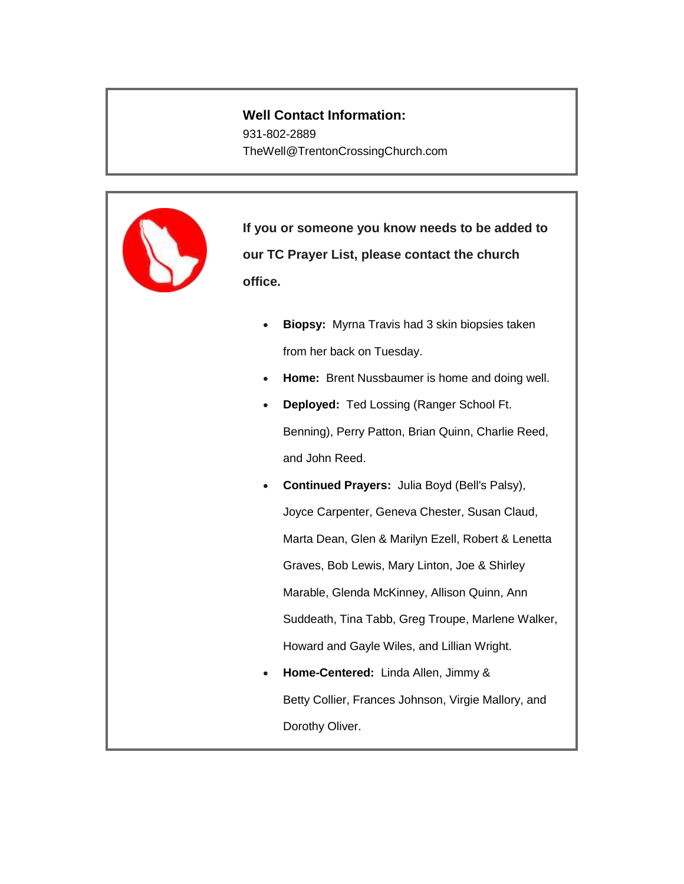**Well Contact Information:**

931-802-2889

TheWell@TrentonCrossingChurch.com

**If you or someone you know needs to be added to our TC Prayer List, please contact the church office.**

- **Biopsy:** Myrna Travis had 3 skin biopsies taken from her back on Tuesday.
- **Home:** Brent Nussbaumer is home and doing well.
- **Deployed:** Ted Lossing (Ranger School Ft. Benning), Perry Patton, Brian Quinn, Charlie Reed, and John Reed.
- **Continued Prayers:** Julia Boyd (Bell's Palsy), Joyce Carpenter, Geneva Chester, Susan Claud, Marta Dean, Glen & Marilyn Ezell, Robert & Lenetta Graves, Bob Lewis, Mary Linton, Joe & Shirley Marable, Glenda McKinney, Allison Quinn, Ann Suddeath, Tina Tabb, Greg Troupe, Marlene Walker, Howard and Gayle Wiles, and Lillian Wright.
- **Home-Centered:** Linda Allen, Jimmy & Betty Collier, Frances Johnson, Virgie Mallory, and Dorothy Oliver.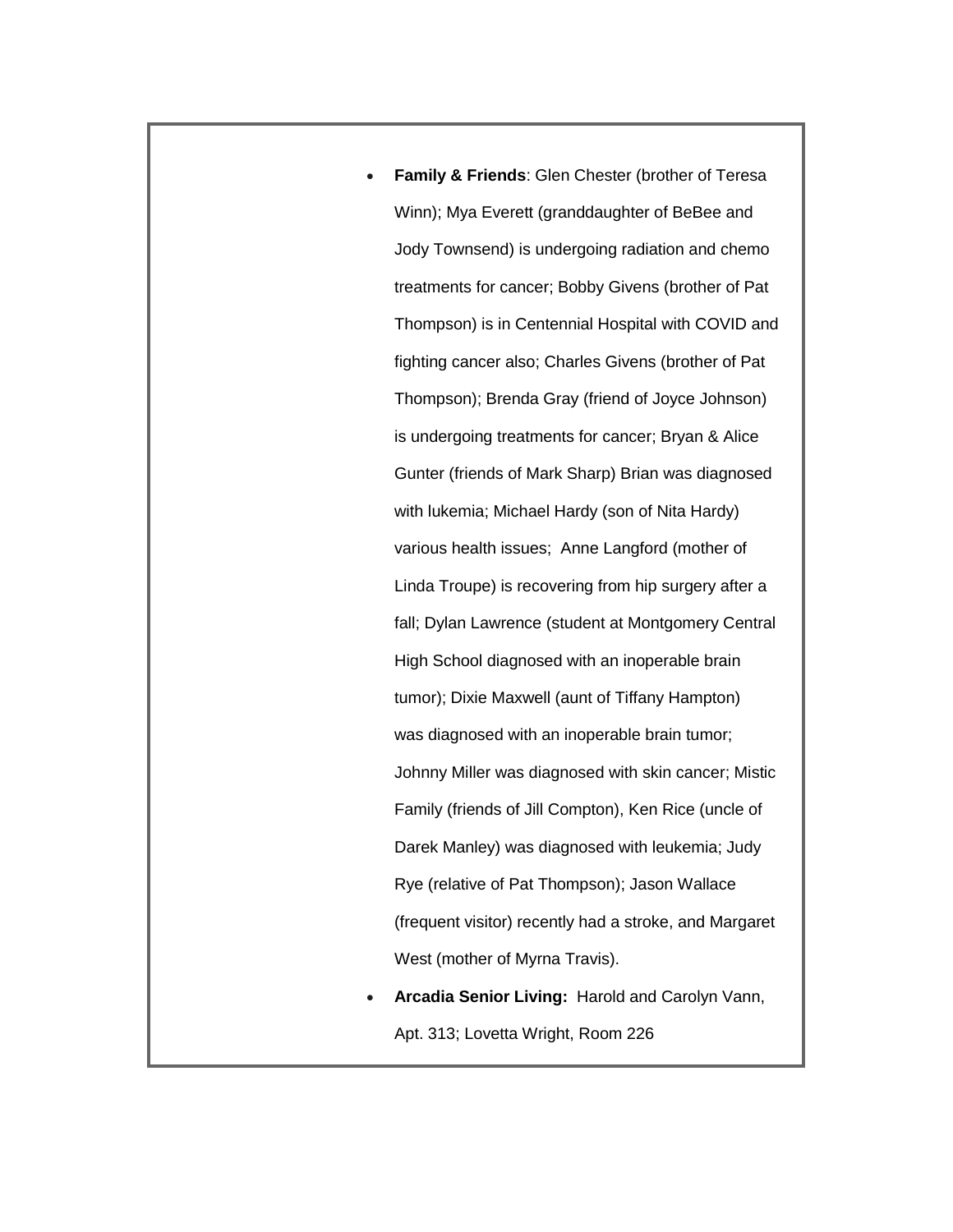- **Family & Friends**: Glen Chester (brother of Teresa Winn); Mya Everett (granddaughter of BeBee and Jody Townsend) is undergoing radiation and chemo treatments for cancer; Bobby Givens (brother of Pat Thompson) is in Centennial Hospital with COVID and fighting cancer also; Charles Givens (brother of Pat Thompson); Brenda Gray (friend of Joyce Johnson) is undergoing treatments for cancer; Bryan & Alice Gunter (friends of Mark Sharp) Brian was diagnosed with lukemia; Michael Hardy (son of Nita Hardy) various health issues; Anne Langford (mother of Linda Troupe) is recovering from hip surgery after a fall; Dylan Lawrence (student at Montgomery Central High School diagnosed with an inoperable brain tumor); Dixie Maxwell (aunt of Tiffany Hampton) was diagnosed with an inoperable brain tumor; Johnny Miller was diagnosed with skin cancer; Mistic Family (friends of Jill Compton), Ken Rice (uncle of Darek Manley) was diagnosed with leukemia; Judy Rye (relative of Pat Thompson); Jason Wallace (frequent visitor) recently had a stroke, and Margaret West (mother of Myrna Travis).
- **Arcadia Senior Living:** Harold and Carolyn Vann, Apt. 313; Lovetta Wright, Room 226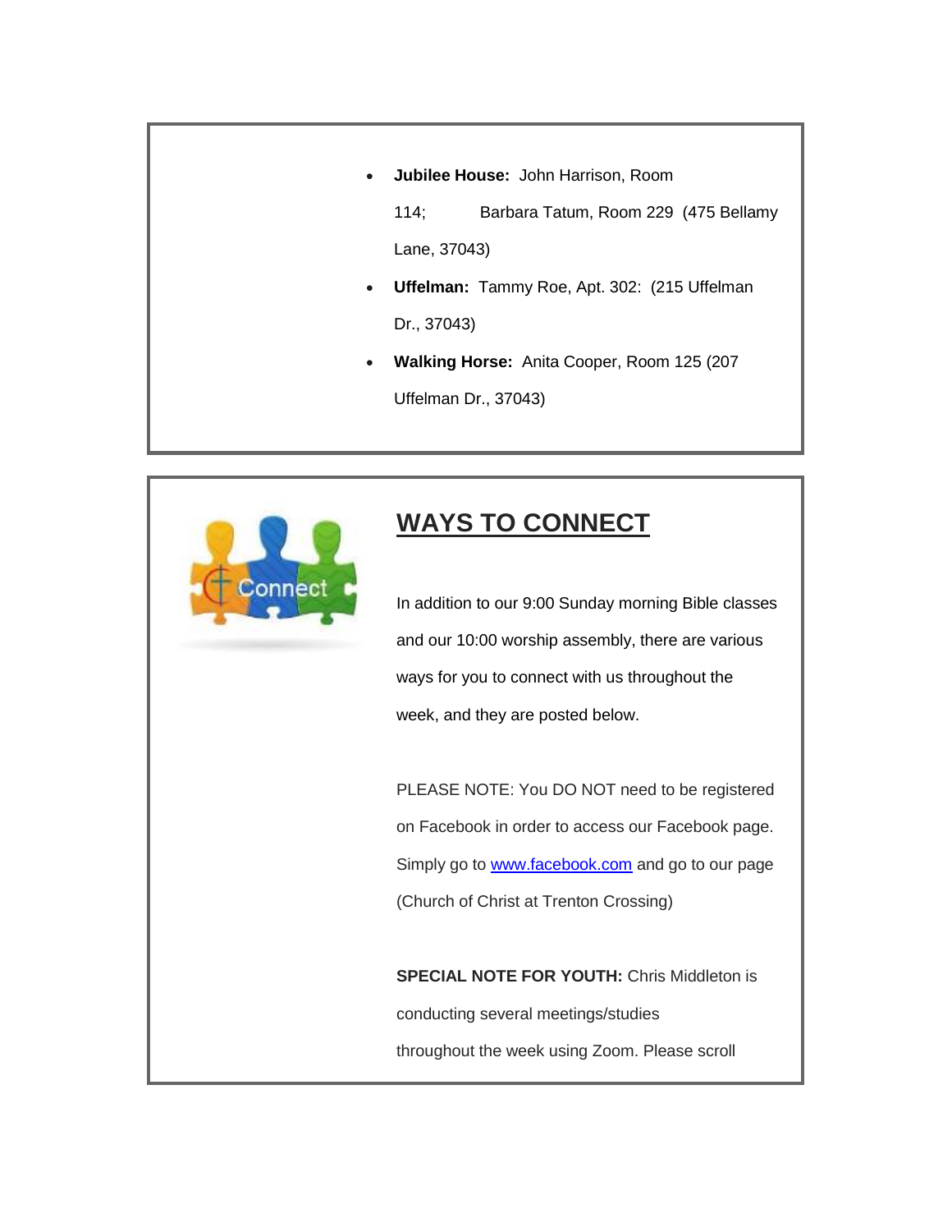- **Jubilee House:** John Harrison, Room 114; Barbara Tatum, Room 229 (475 Bellamy Lane, 37043)
- **Uffelman:** Tammy Roe, Apt. 302: (215 Uffelman Dr., 37043)
- **Walking Horse:** Anita Cooper, Room 125 (207 Uffelman Dr., 37043)

## WAYS TO CONNECT

In addition to our 9:00 Sunday morning Bible classes and our 10:00 worship assembly, there are various ways for you to connect with us throughout the week, and they are posted below.

PLEASE NOTE: You DO NOT need to be registered on Facebook in order to access our Facebook page. Simply go to [www.facebook.com](http://www.facebook.com) and go to our page (Church of Christ at Trenton Crossing)

**SPECIAL NOTE FOR YOUTH:** Chris Middleton is conducting several meetings/studies throughout the week using Zoom. Please scroll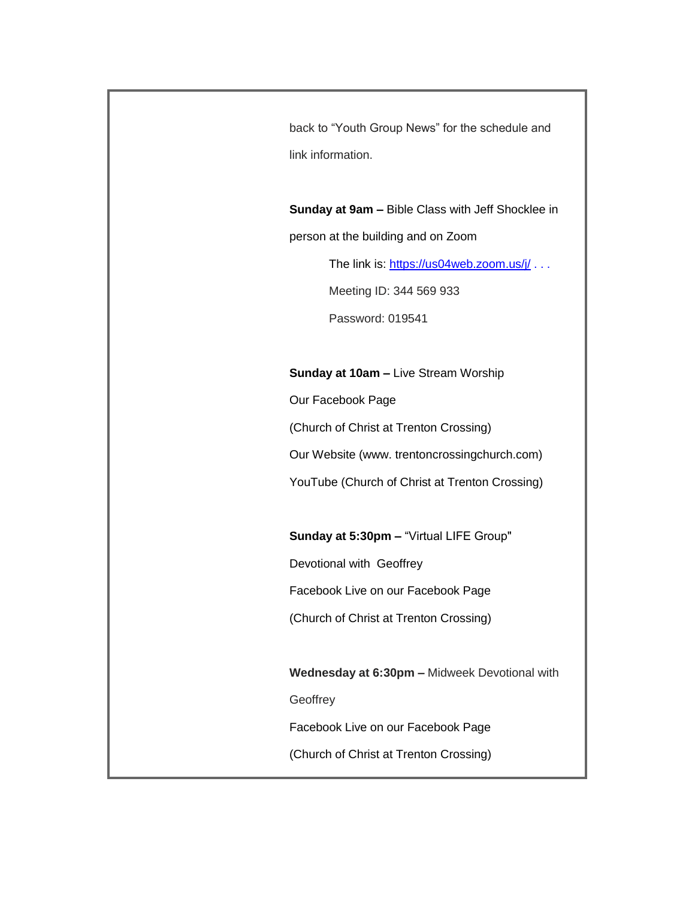back to "Youth Group News" for the schedule and link information.

**Sunday at 9am –** Bible Class with Jeff Shocklee in person at the building and on Zoom

The link is: https://us04web.zoom.us/j/ . . .

Meeting ID: 344 569 933

Password: 019541

**Sunday at 10am –** Live Stream Worship

Our Facebook Page

(Church of Christ at Trenton Crossing)

Our Website (www. trentoncrossingchurch.com)

YouTube (Church of Christ at Trenton Crossing)

**Sunday at 5:30pm –** "Virtual LIFE Group"

Devotional with Geoffrey

Facebook Live on our Facebook Page

(Church of Christ at Trenton Crossing)

**Wednesday at 6:30pm –** Midweek Devotional with Geoffrey

Facebook Live on our Facebook Page

(Church of Christ at Trenton Crossing)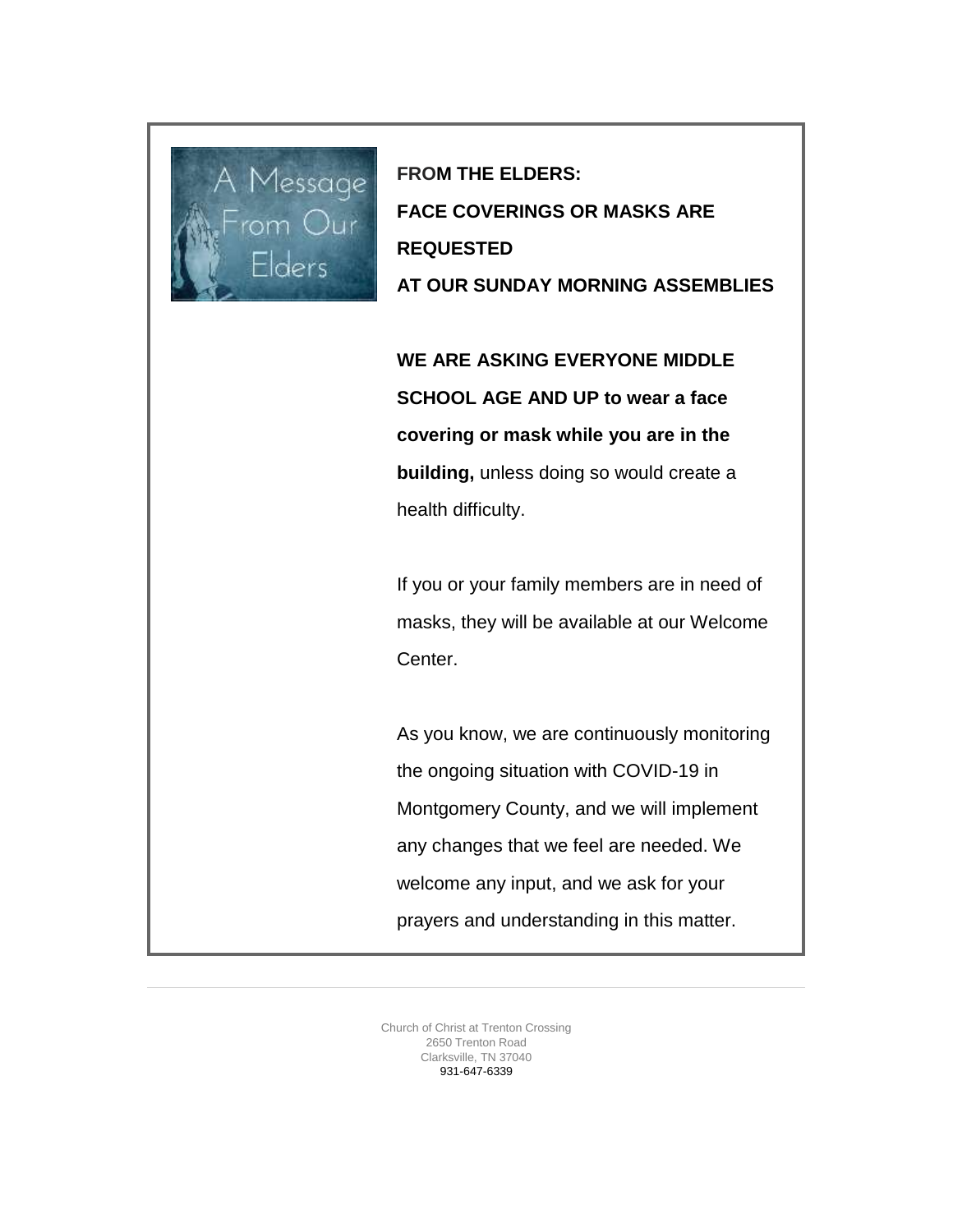**FROM THE ELDERS:**

**FACE COVERINGS OR MASKS ARE REQUESTED**

**AT OUR SUNDAY MORNING ASSEMBLIES**

**WE ARE ASKING EVERYONE MIDDLE SCHOOL AGE AND UP to wear a face covering or mask while you are in the building,** unless doing so would create a health difficulty.

If you or your family members are in need of masks, they will be available at our Welcome Center.

As you know, we are continuously monitoring the ongoing situation with COVID-19 in Montgomery County, and we will implement any changes that we feel are needed. We welcome any input, and we ask for your prayers and understanding in this matter.

---

Church of Christ at Trenton Crossing
2650 Trenton Road
Clarksville, TN 37040
931-647-6339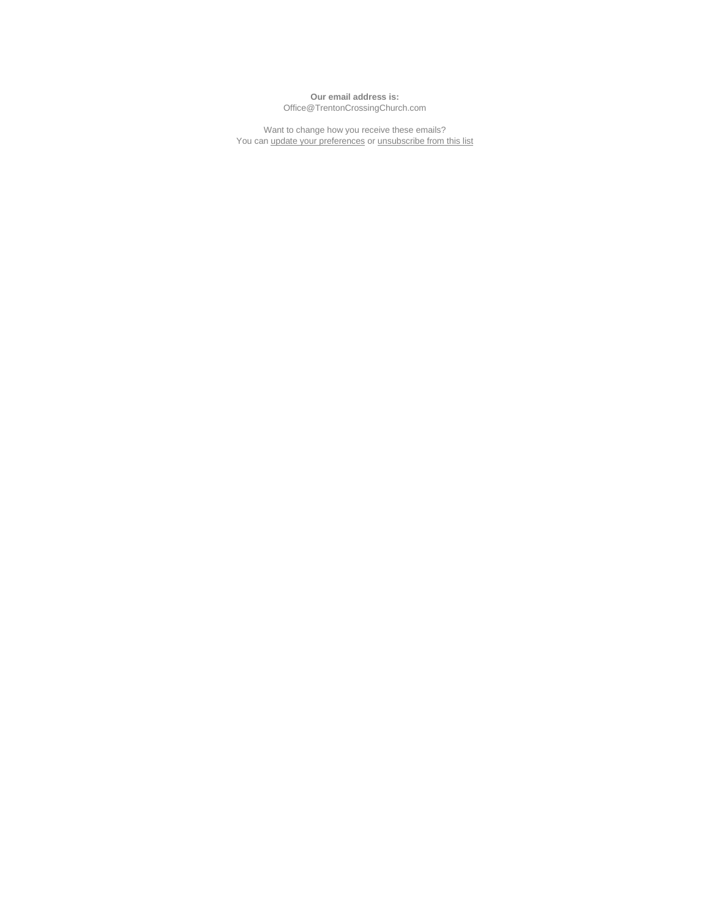**Our email address is:**
Office@TrentonCrossingChurch.com

Want to change how you receive these emails?
You can update your preferences or unsubscribe from this list